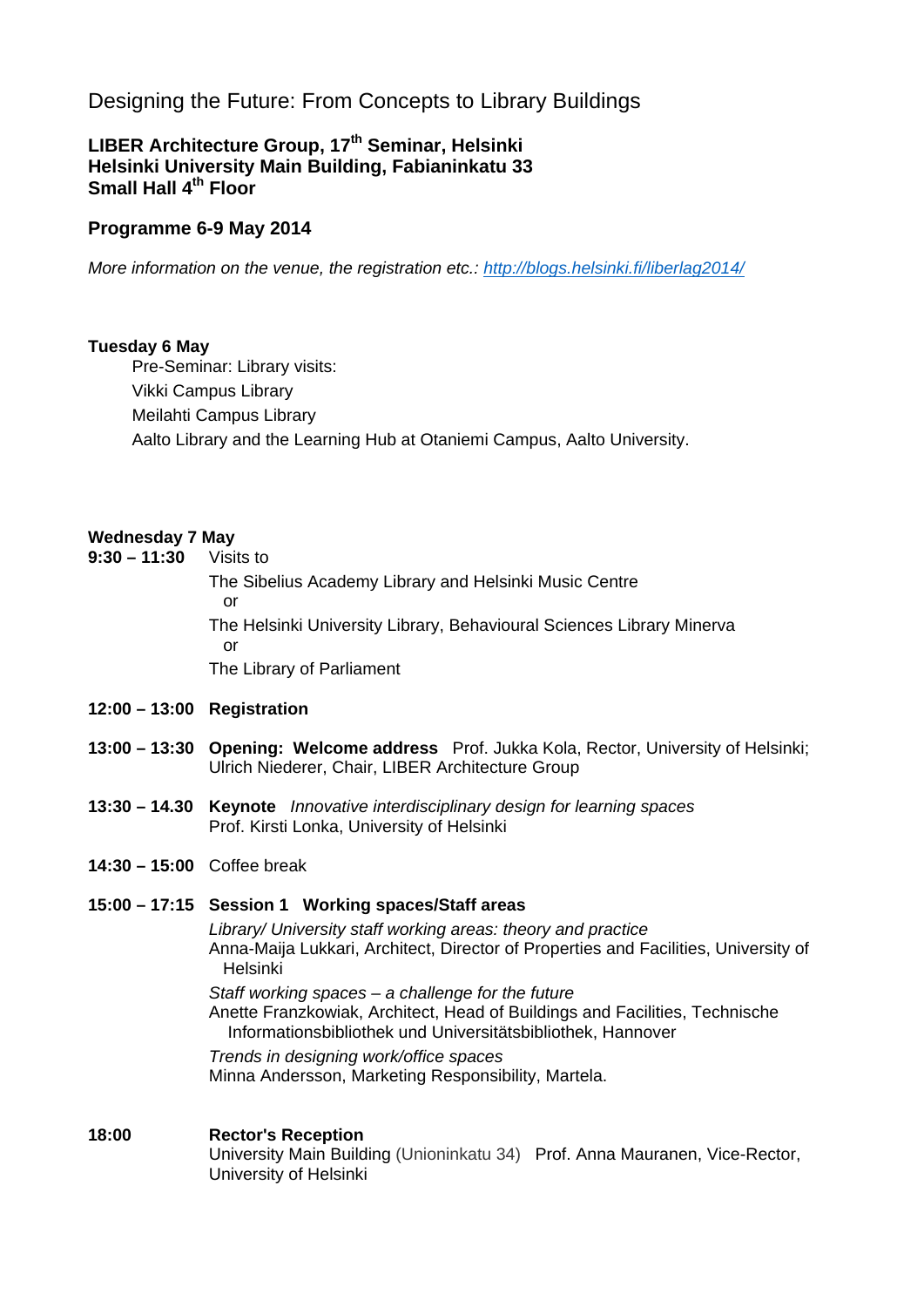# Designing the Future: From Concepts to Library Buildings

**LIBER Architecture Group, 17th Seminar, Helsinki**
**Helsinki University Main Building, Fabianinkatu 33**
**Small Hall 4th Floor**

## Programme 6-9 May 2014

*More information on the venue, the registration etc.: http://blogs.helsinki.fi/liberlag2014/*

**Tuesday 6 May**

Pre-Seminar: Library visits:
Vikki Campus Library
Meilahti Campus Library
Aalto Library and the Learning Hub at Otaniemi Campus, Aalto University.

**Wednesday 7 May**

**9:30 – 11:30** Visits to

The Sibelius Academy Library and Helsinki Music Centre
or
The Helsinki University Library, Behavioural Sciences Library Minerva
or
The Library of Parliament

**12:00 – 13:00** **Registration**

**13:00 – 13:30** **Opening: Welcome address** Prof. Jukka Kola, Rector, University of Helsinki; Ulrich Niederer, Chair, LIBER Architecture Group

**13:30 – 14.30** **Keynote** *Innovative interdisciplinary design for learning spaces*
Prof. Kirsti Lonka, University of Helsinki

**14:30 – 15:00** Coffee break

**15:00 – 17:15** **Session 1 Working spaces/Staff areas**

*Library/ University staff working areas: theory and practice*
Anna-Maija Lukkari, Architect, Director of Properties and Facilities, University of Helsinki

*Staff working spaces – a challenge for the future*
Anette Franzkowiak, Architect, Head of Buildings and Facilities, Technische Informationsbibliothek und Universitätsbibliothek, Hannover

*Trends in designing work/office spaces*
Minna Andersson, Marketing Responsibility, Martela.

**18:00** **Rector's Reception**
University Main Building (Unioninkatu 34) Prof. Anna Mauranen, Vice-Rector, University of Helsinki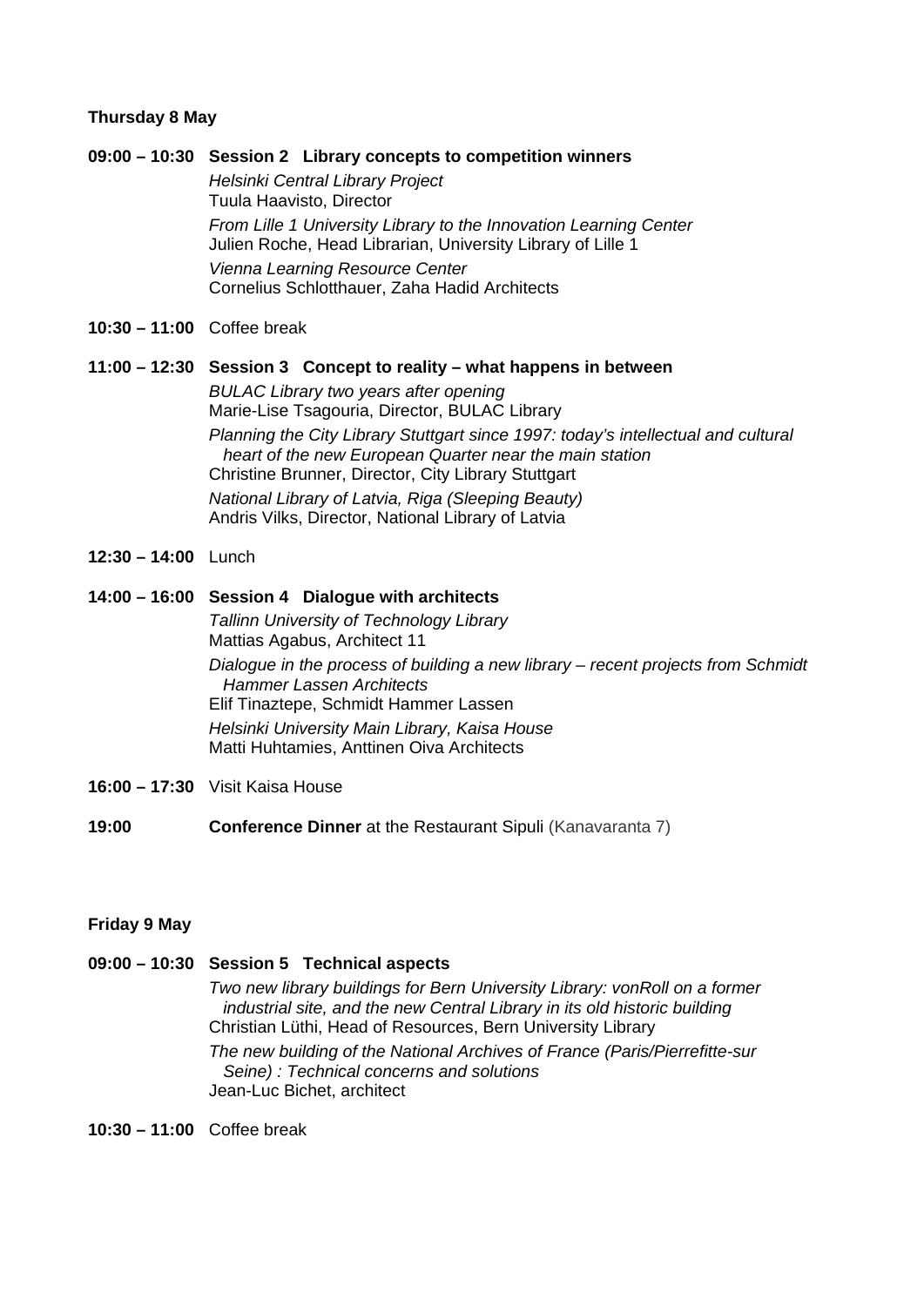**Thursday 8 May**

**09:00 – 10:30** **Session 2 Library concepts to competition winners**

*Helsinki Central Library Project*
Tuula Haavisto, Director

*From Lille 1 University Library to the Innovation Learning Center*
Julien Roche, Head Librarian, University Library of Lille 1

*Vienna Learning Resource Center*
Cornelius Schlotthauer, Zaha Hadid Architects

**10:30 – 11:00** Coffee break

**11:00 – 12:30** **Session 3 Concept to reality – what happens in between**

*BULAC Library two years after opening*
Marie-Lise Tsagouria, Director, BULAC Library

*Planning the City Library Stuttgart since 1997: today's intellectual and cultural heart of the new European Quarter near the main station*
Christine Brunner, Director, City Library Stuttgart

*National Library of Latvia, Riga (Sleeping Beauty)*
Andris Vilks, Director, National Library of Latvia

**12:30 – 14:00** Lunch

**14:00 – 16:00** **Session 4 Dialogue with architects**

*Tallinn University of Technology Library*
Mattias Agabus, Architect 11

*Dialogue in the process of building a new library – recent projects from Schmidt Hammer Lassen Architects*
Elif Tinaztepe, Schmidt Hammer Lassen

*Helsinki University Main Library, Kaisa House*
Matti Huhtamies, Anttinen Oiva Architects

**16:00 – 17:30** Visit Kaisa House

**19:00** **Conference Dinner** at the Restaurant Sipuli (Kanavaranta 7)

**Friday 9 May**

**09:00 – 10:30** **Session 5 Technical aspects**

*Two new library buildings for Bern University Library: vonRoll on a former industrial site, and the new Central Library in its old historic building*
Christian Lüthi, Head of Resources, Bern University Library

*The new building of the National Archives of France (Paris/Pierrefitte-sur Seine) : Technical concerns and solutions*
Jean-Luc Bichet, architect

**10:30 – 11:00** Coffee break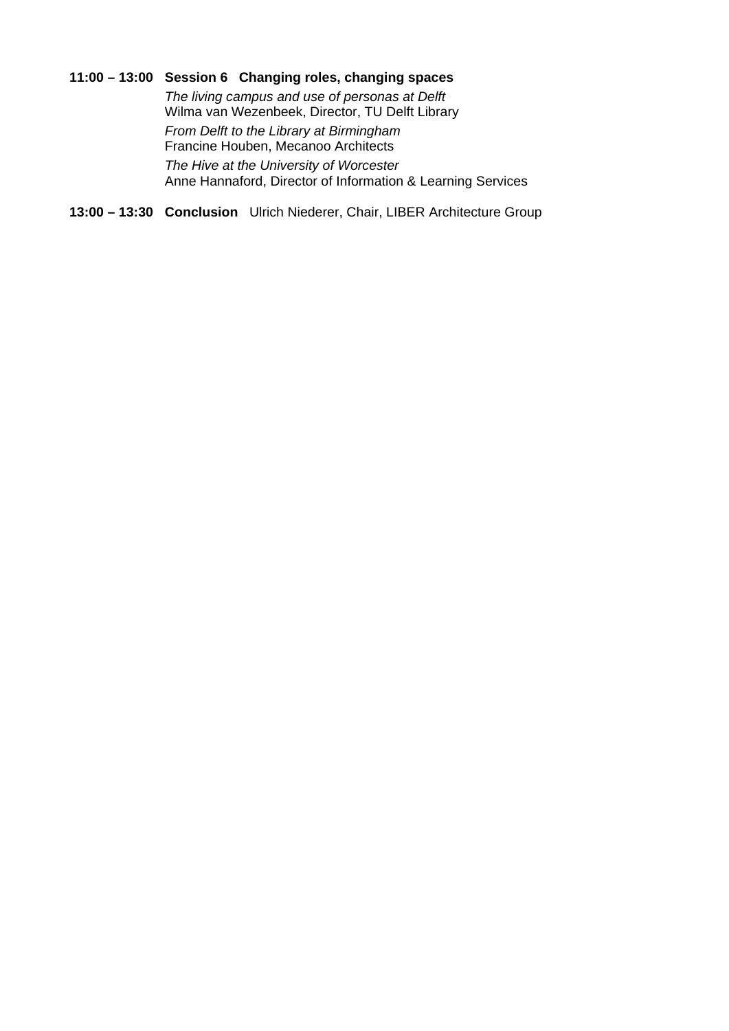**11:00 – 13:00** **Session 6 Changing roles, changing spaces**

*The living campus and use of personas at Delft*
Wilma van Wezenbeek, Director, TU Delft Library

*From Delft to the Library at Birmingham*
Francine Houben, Mecanoo Architects

*The Hive at the University of Worcester*
Anne Hannaford, Director of Information & Learning Services

**13:00 – 13:30** **Conclusion** Ulrich Niederer, Chair, LIBER Architecture Group